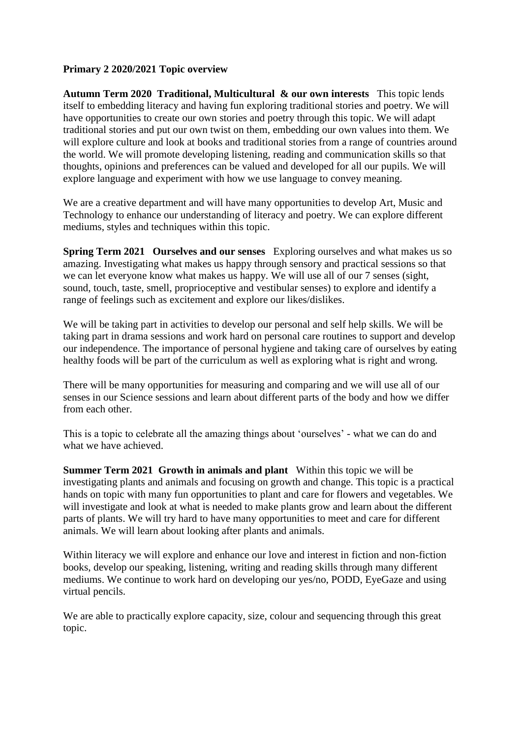**Primary 2 2020/2021 Topic overview**

**Autumn Term 2020 Traditional, Multicultural & our own interests** This topic lends itself to embedding literacy and having fun exploring traditional stories and poetry. We will have opportunities to create our own stories and poetry through this topic. We will adapt traditional stories and put our own twist on them, embedding our own values into them. We will explore culture and look at books and traditional stories from a range of countries around the world. We will promote developing listening, reading and communication skills so that thoughts, opinions and preferences can be valued and developed for all our pupils. We will explore language and experiment with how we use language to convey meaning.

We are a creative department and will have many opportunities to develop Art, Music and Technology to enhance our understanding of literacy and poetry. We can explore different mediums, styles and techniques within this topic.

**Spring Term 2021 Ourselves and our senses** Exploring ourselves and what makes us so amazing. Investigating what makes us happy through sensory and practical sessions so that we can let everyone know what makes us happy. We will use all of our 7 senses (sight, sound, touch, taste, smell, proprioceptive and vestibular senses) to explore and identify a range of feelings such as excitement and explore our likes/dislikes.

We will be taking part in activities to develop our personal and self help skills. We will be taking part in drama sessions and work hard on personal care routines to support and develop our independence. The importance of personal hygiene and taking care of ourselves by eating healthy foods will be part of the curriculum as well as exploring what is right and wrong.

There will be many opportunities for measuring and comparing and we will use all of our senses in our Science sessions and learn about different parts of the body and how we differ from each other.

This is a topic to celebrate all the amazing things about 'ourselves' - what we can do and what we have achieved.

**Summer Term 2021 Growth in animals and plant** Within this topic we will be investigating plants and animals and focusing on growth and change. This topic is a practical hands on topic with many fun opportunities to plant and care for flowers and vegetables. We will investigate and look at what is needed to make plants grow and learn about the different parts of plants. We will try hard to have many opportunities to meet and care for different animals. We will learn about looking after plants and animals.

Within literacy we will explore and enhance our love and interest in fiction and non-fiction books, develop our speaking, listening, writing and reading skills through many different mediums. We continue to work hard on developing our yes/no, PODD, EyeGaze and using virtual pencils.

We are able to practically explore capacity, size, colour and sequencing through this great topic.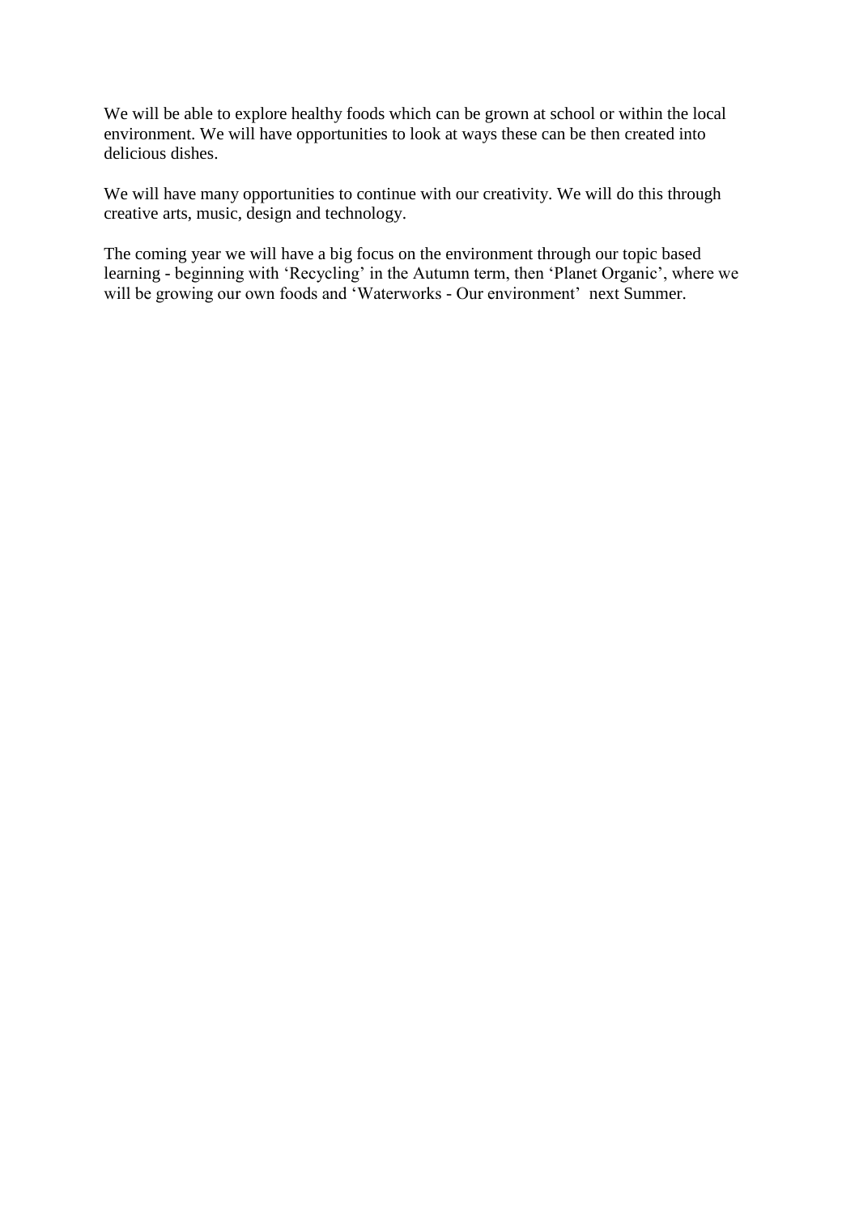We will be able to explore healthy foods which can be grown at school or within the local environment. We will have opportunities to look at ways these can be then created into delicious dishes.

We will have many opportunities to continue with our creativity. We will do this through creative arts, music, design and technology.

The coming year we will have a big focus on the environment through our topic based learning - beginning with 'Recycling' in the Autumn term, then 'Planet Organic', where we will be growing our own foods and 'Waterworks - Our environment' next Summer.